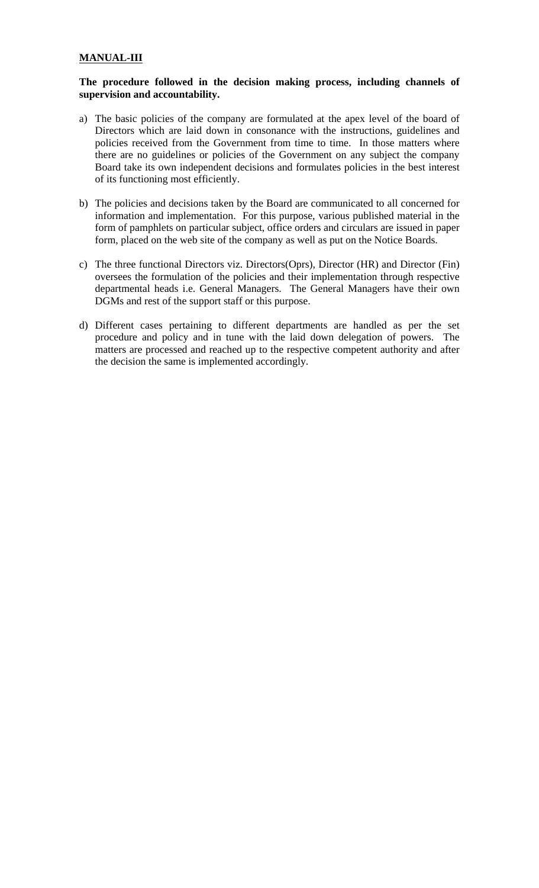**MANUAL-III**

**The procedure followed in the decision making process, including channels of supervision and accountability.**

a) The basic policies of the company are formulated at the apex level of the board of Directors which are laid down in consonance with the instructions, guidelines and policies received from the Government from time to time. In those matters where there are no guidelines or policies of the Government on any subject the company Board take its own independent decisions and formulates policies in the best interest of its functioning most efficiently.

b) The policies and decisions taken by the Board are communicated to all concerned for information and implementation. For this purpose, various published material in the form of pamphlets on particular subject, office orders and circulars are issued in paper form, placed on the web site of the company as well as put on the Notice Boards.

c) The three functional Directors viz. Directors(Oprs), Director (HR) and Director (Fin) oversees the formulation of the policies and their implementation through respective departmental heads i.e. General Managers. The General Managers have their own DGMs and rest of the support staff or this purpose.

d) Different cases pertaining to different departments are handled as per the set procedure and policy and in tune with the laid down delegation of powers. The matters are processed and reached up to the respective competent authority and after the decision the same is implemented accordingly.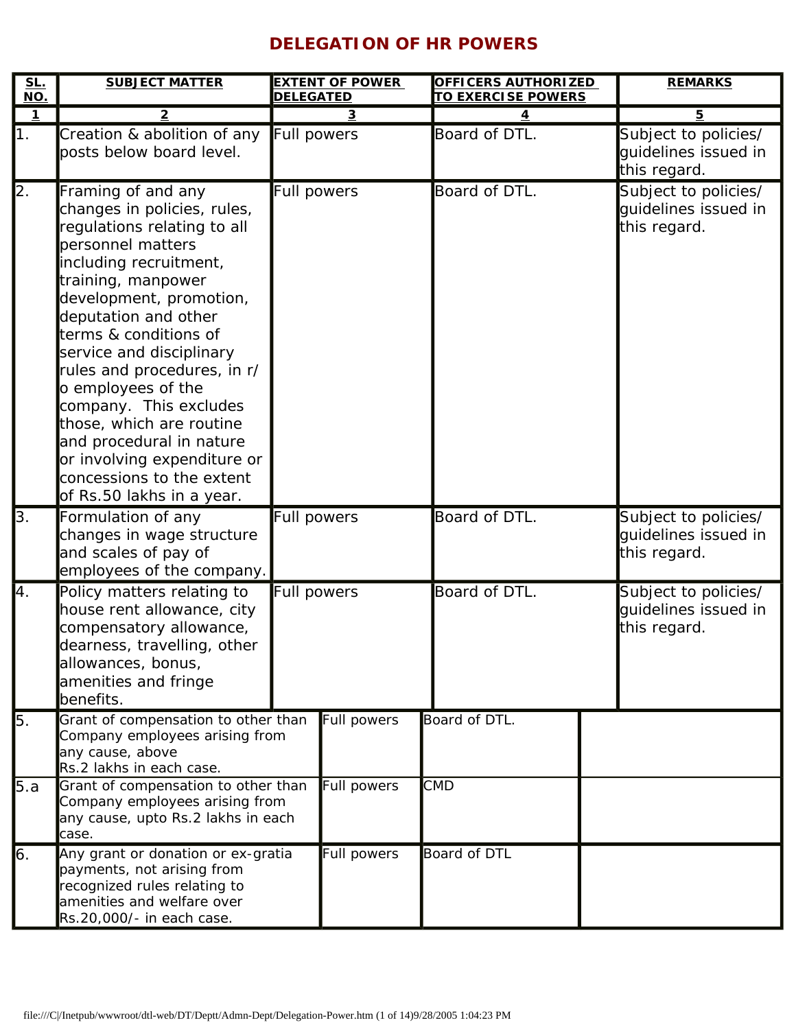# DELEGATION OF HR POWERS

| SL. NO. | SUBJECT MATTER | EXTENT OF POWER DELEGATED | OFFICERS AUTHORIZED TO EXERCISE POWERS | REMARKS |
|---|---|---|---|---|
| 1 | 2 | 3 | 4 | 5 |
| 1. | Creation & abolition of any posts below board level. | Full powers | Board of DTL. | Subject to policies/ guidelines issued in this regard. |
| 2. | Framing of and any changes in policies, rules, regulations relating to all personnel matters including recruitment, training, manpower development, promotion, deputation and other terms & conditions of service and disciplinary rules and procedures, in r/o employees of the company. This excludes those, which are routine and procedural in nature or involving expenditure or concessions to the extent of Rs.50 lakhs in a year. | Full powers | Board of DTL. | Subject to policies/ guidelines issued in this regard. |
| 3. | Formulation of any changes in wage structure and scales of pay of employees of the company. | Full powers | Board of DTL. | Subject to policies/ guidelines issued in this regard. |
| 4. | Policy matters relating to house rent allowance, city compensatory allowance, dearness, travelling, other allowances, bonus, amenities and fringe benefits. | Full powers | Board of DTL. | Subject to policies/ guidelines issued in this regard. |
| 5. | Grant of compensation to other than Company employees arising from any cause, above Rs.2 lakhs in each case. | Full powers | Board of DTL. | |
| 5.a | Grant of compensation to other than Company employees arising from any cause, upto Rs.2 lakhs in each case. | Full powers | CMD | |
| 6. | Any grant or donation or ex-gratia payments, not arising from recognized rules relating to amenities and welfare over Rs.20,000/- in each case. | Full powers | Board of DTL | |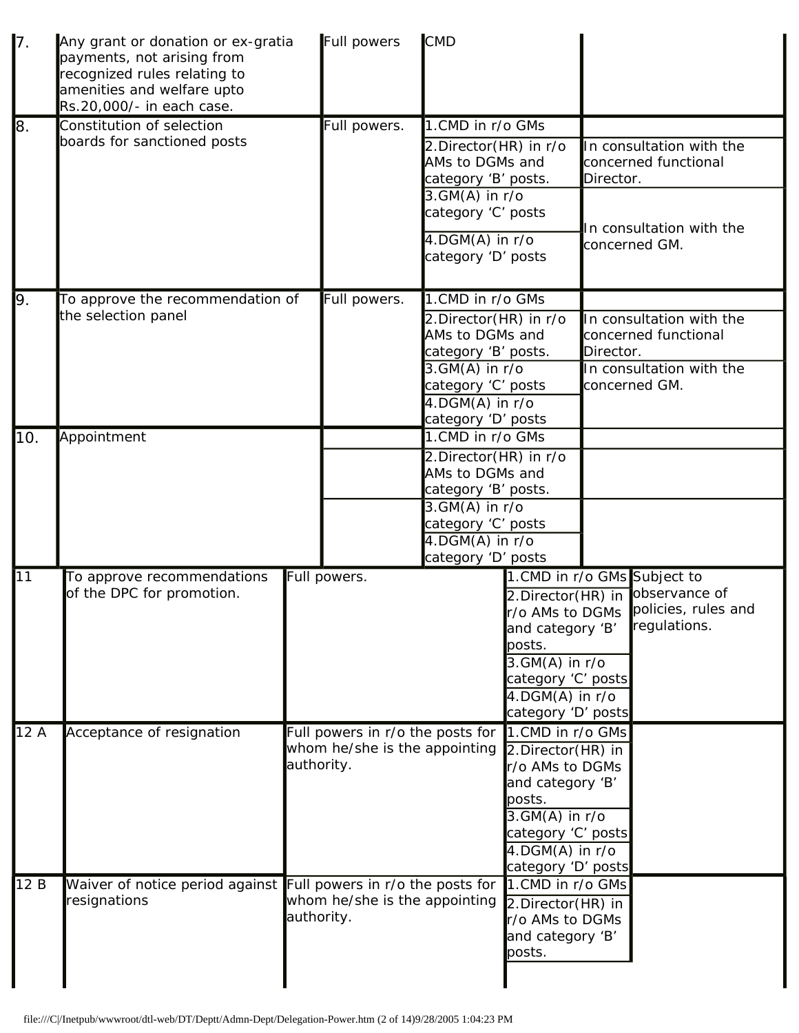| | | | | |
|---|---|---|---|---|
| 7. | Any grant or donation or ex-gratia payments, not arising from recognized rules relating to amenities and welfare upto Rs.20,000/- in each case. | Full powers | CMD | |
| 8. | Constitution of selection boards for sanctioned posts | Full powers. | 1.CMD in r/o GMs | |
| | | | 2.Director(HR) in r/o AMs to DGMs and category 'B' posts. | In consultation with the concerned functional Director. |
| | | | 3.GM(A) in r/o category 'C' posts | In consultation with the concerned GM. |
| | | | 4.DGM(A) in r/o category 'D' posts | |
| 9. | To approve the recommendation of the selection panel | Full powers. | 1.CMD in r/o GMs | |
| | | | 2.Director(HR) in r/o AMs to DGMs and category 'B' posts. | In consultation with the concerned functional Director. |
| | | | 3.GM(A) in r/o category 'C' posts | In consultation with the concerned GM. |
| | | | 4.DGM(A) in r/o category 'D' posts | |
| 10. | Appointment | | 1.CMD in r/o GMs | |
| | | | 2.Director(HR) in r/o AMs to DGMs and category 'B' posts. | |
| | | | 3.GM(A) in r/o category 'C' posts | |
| | | | 4.DGM(A) in r/o category 'D' posts | |
| 11 | To approve recommendations of the DPC for promotion. | Full powers. | 1.CMD in r/o GMs | Subject to observance of policies, rules and regulations. |
| | | | 2.Director(HR) in r/o AMs to DGMs and category 'B' posts. | |
| | | | 3.GM(A) in r/o category 'C' posts | |
| | | | 4.DGM(A) in r/o category 'D' posts | |
| 12 A | Acceptance of resignation | Full powers in r/o the posts for whom he/she is the appointing authority. | 1.CMD in r/o GMs | |
| | | | 2.Director(HR) in r/o AMs to DGMs and category 'B' posts. | |
| | | | 3.GM(A) in r/o category 'C' posts | |
| | | | 4.DGM(A) in r/o category 'D' posts | |
| 12 B | Waiver of notice period against resignations | Full powers in r/o the posts for whom he/she is the appointing authority. | 1.CMD in r/o GMs | |
| | | | 2.Director(HR) in r/o AMs to DGMs and category 'B' posts. | |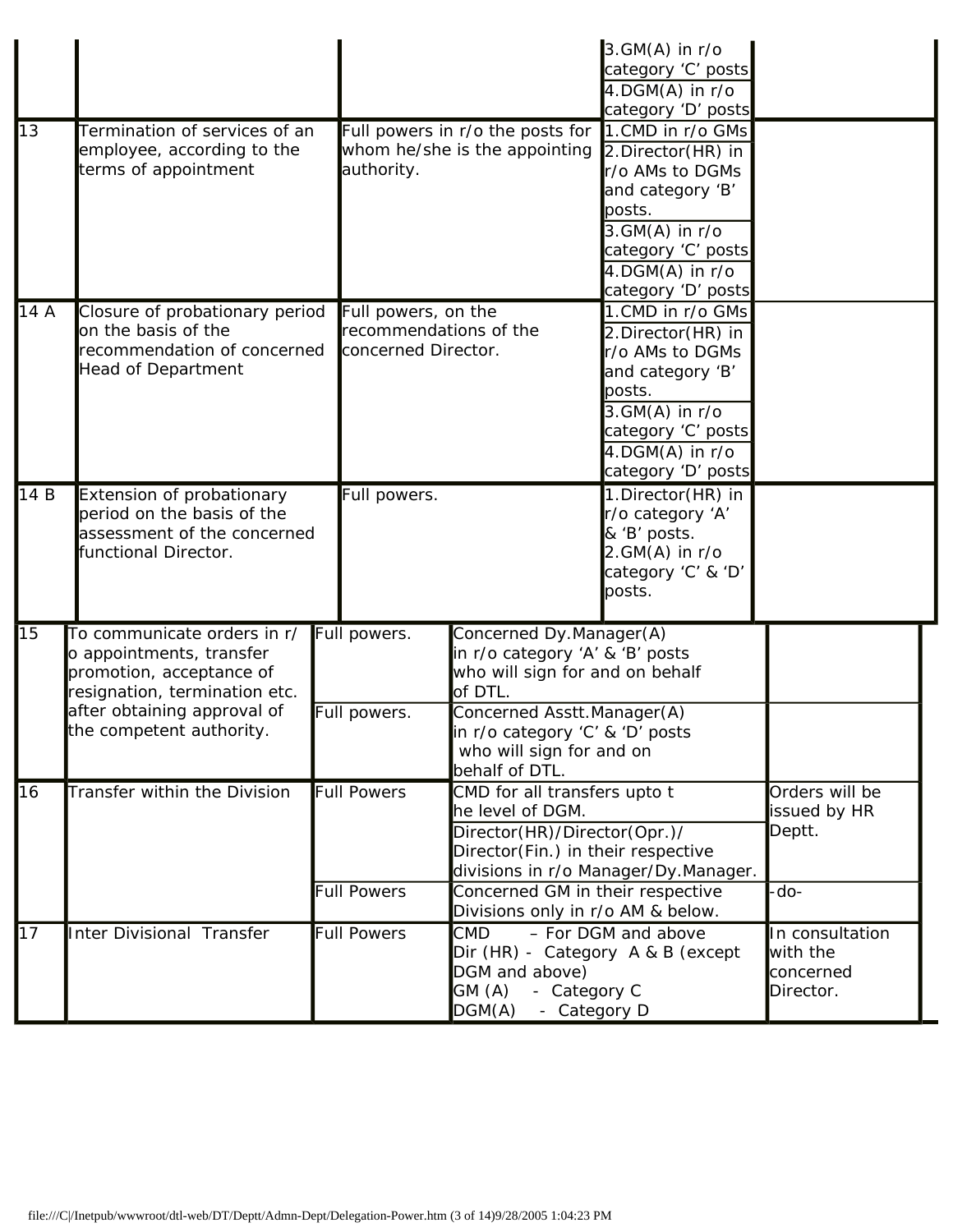| | | | | |
|---|---|---|---|---|
| | | | 3.GM(A) in r/o category 'C' posts<br>4.DGM(A) in r/o category 'D' posts | |
| 13 | Termination of services of an employee, according to the terms of appointment | Full powers in r/o the posts for whom he/she is the appointing authority. | 1.CMD in r/o GMs<br>2.Director(HR) in r/o AMs to DGMs and category 'B' posts.<br>3.GM(A) in r/o category 'C' posts<br>4.DGM(A) in r/o category 'D' posts | |
| 14 A | Closure of probationary period on the basis of the recommendation of concerned Head of Department | Full powers, on the recommendations of the concerned Director. | 1.CMD in r/o GMs<br>2.Director(HR) in r/o AMs to DGMs and category 'B' posts.<br>3.GM(A) in r/o category 'C' posts<br>4.DGM(A) in r/o category 'D' posts | |
| 14 B | Extension of probationary period on the basis of the assessment of the concerned functional Director. | Full powers. | 1.Director(HR) in r/o category 'A' & 'B' posts.<br>2.GM(A) in r/o category 'C' & 'D' posts. | |

| | | | | |
|---|---|---|---|---|
| 15 | To communicate orders in r/o appointments, transfer promotion, acceptance of resignation, termination etc. after obtaining approval of the competent authority. | Full powers. | Concerned Dy.Manager(A) in r/o category 'A' & 'B' posts who will sign for and on behalf of DTL. | |
| | | Full powers. | Concerned Asstt.Manager(A) in r/o category 'C' & 'D' posts who will sign for and on behalf of DTL. | |
| 16 | Transfer within the Division | Full Powers | CMD for all transfers upto the level of DGM.<br>Director(HR)/Director(Opr.)/ Director(Fin.) in their respective divisions in r/o Manager/Dy.Manager. | Orders will be issued by HR Deptt. |
| | | Full Powers | Concerned GM in their respective Divisions only in r/o AM & below. | -do- |
| 17 | Inter Divisional Transfer | Full Powers | CMD – For DGM and above<br>Dir (HR) - Category A & B (except DGM and above)<br>GM (A) - Category C<br>DGM(A) - Category D | In consultation with the concerned Director. |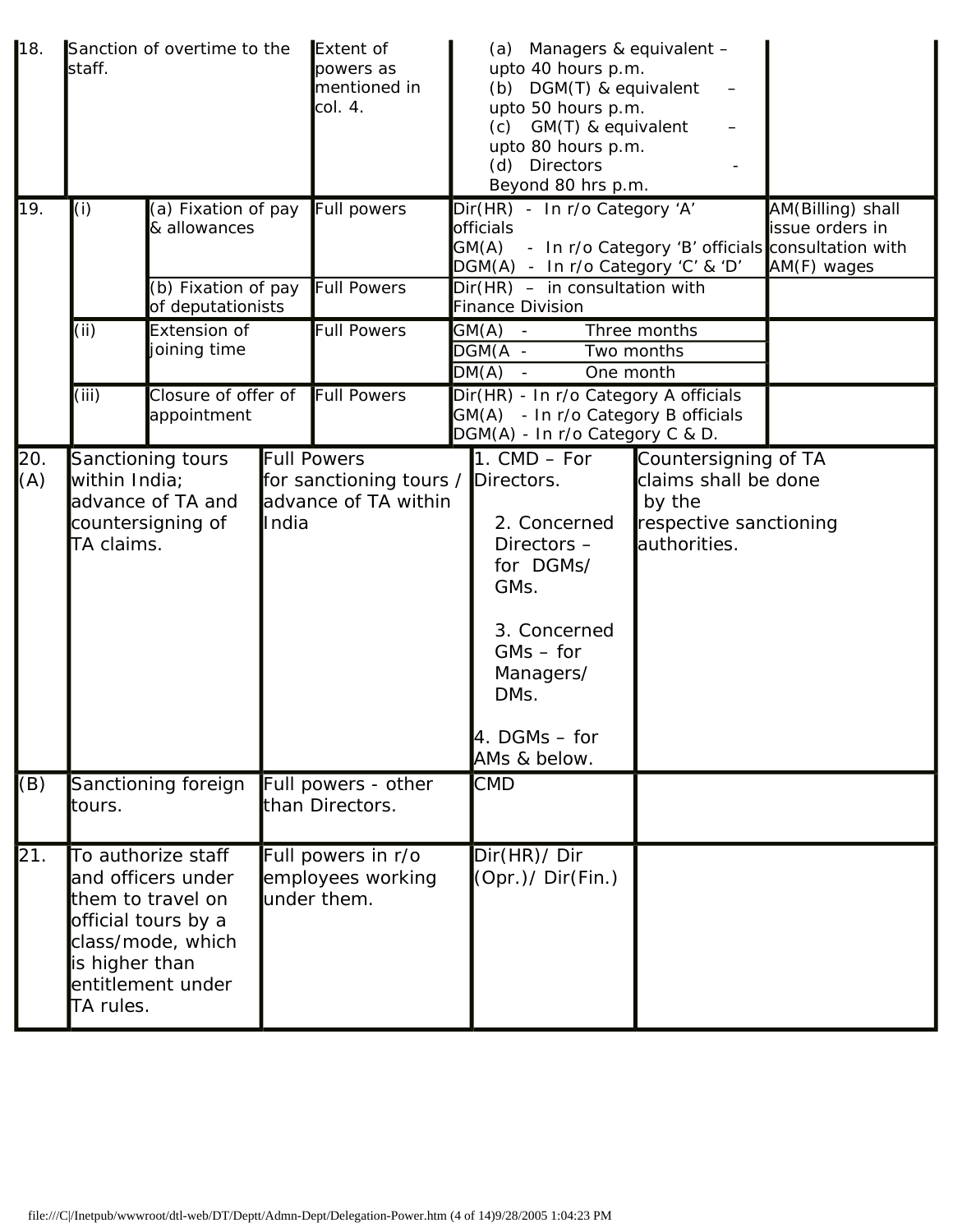| | | | | | |
|---|---|---|---|---|---|
| 18. | Sanction of overtime to the staff. | | Extent of powers as mentioned in col. 4. | (a) Managers & equivalent – upto 40 hours p.m.<br>(b) DGM(T) & equivalent – upto 50 hours p.m.<br>(c) GM(T) & equivalent – upto 80 hours p.m.<br>(d) Directors - Beyond 80 hrs p.m. | |
| 19. | (i) | (a) Fixation of pay & allowances | Full powers | Dir(HR) - In r/o Category 'A' officials<br>GM(A) - In r/o Category 'B' officials<br>DGM(A) - In r/o Category 'C' & 'D' | AM(Billing) shall issue orders in consultation with AM(F) wages |
| | | (b) Fixation of pay of deputationists | Full Powers | Dir(HR) – in consultation with Finance Division | |
| | (ii) | Extension of joining time | Full Powers | GM(A) - Three months<br>DGM(A - Two months<br>DM(A) - One month | |
| | (iii) | Closure of offer of appointment | Full Powers | Dir(HR) - In r/o Category A officials<br>GM(A) - In r/o Category B officials<br>DGM(A) - In r/o Category C & D. | |

| | | | | |
|---|---|---|---|---|
| 20. (A) | Sanctioning tours within India; advance of TA and countersigning of TA claims. | Full Powers for sanctioning tours / advance of TA within India | 1. CMD – For Directors.<br>2. Concerned Directors – for DGMs/ GMs.<br>3. Concerned GMs – for Managers/ DMs.<br>4. DGMs – for AMs & below. | Countersigning of TA claims shall be done by the respective sanctioning authorities. |
| (B) | Sanctioning foreign tours. | Full powers - other than Directors. | CMD | |
| 21. | To authorize staff and officers under them to travel on official tours by a class/mode, which is higher than entitlement under TA rules. | Full powers in r/o employees working under them. | Dir(HR)/ Dir (Opr.)/ Dir(Fin.) | |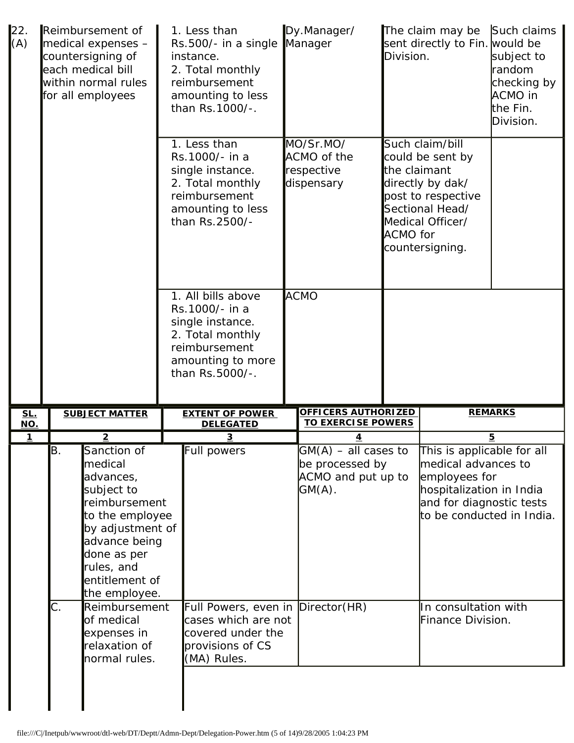| 22. (A) | Reimbursement of medical expenses – countersigning of each medical bill within normal rules for all employees | 1. Less than Rs.500/- in a single instance.<br>2. Total monthly reimbursement amounting to less than Rs.1000/-. | Dy.Manager/ Manager | The claim may be sent directly to Fin. Division. | Such claims would be subject to random checking by ACMO in the Fin. Division. |
|---|---|---|---|---|---|
| | | 1. Less than Rs.1000/- in a single instance.<br>2. Total monthly reimbursement amounting to less than Rs.2500/- | MO/Sr.MO/ ACMO of the respective dispensary | Such claim/bill could be sent by the claimant directly by dak/ post to respective Sectional Head/ Medical Officer/ ACMO for countersigning. | |
| | | 1. All bills above Rs.1000/- in a single instance.<br>2. Total monthly reimbursement amounting to more than Rs.5000/-. | ACMO | | |

| SL. NO. | SUBJECT MATTER | | EXTENT OF POWER DELEGATED | OFFICERS AUTHORIZED TO EXERCISE POWERS | REMARKS |
|---|---|---|---|---|---|
| 1 | 2 | | 3 | 4 | 5 |
| | B. | Sanction of medical advances, subject to reimbursement to the employee by adjustment of advance being done as per rules, and entitlement of the employee. | Full powers | GM(A) – all cases to be processed by ACMO and put up to GM(A). | This is applicable for all medical advances to employees for hospitalization in India and for diagnostic tests to be conducted in India. |
| | C. | Reimbursement of medical expenses in relaxation of normal rules. | Full Powers, even in cases which are not covered under the provisions of CS (MA) Rules. | Director(HR) | In consultation with Finance Division. |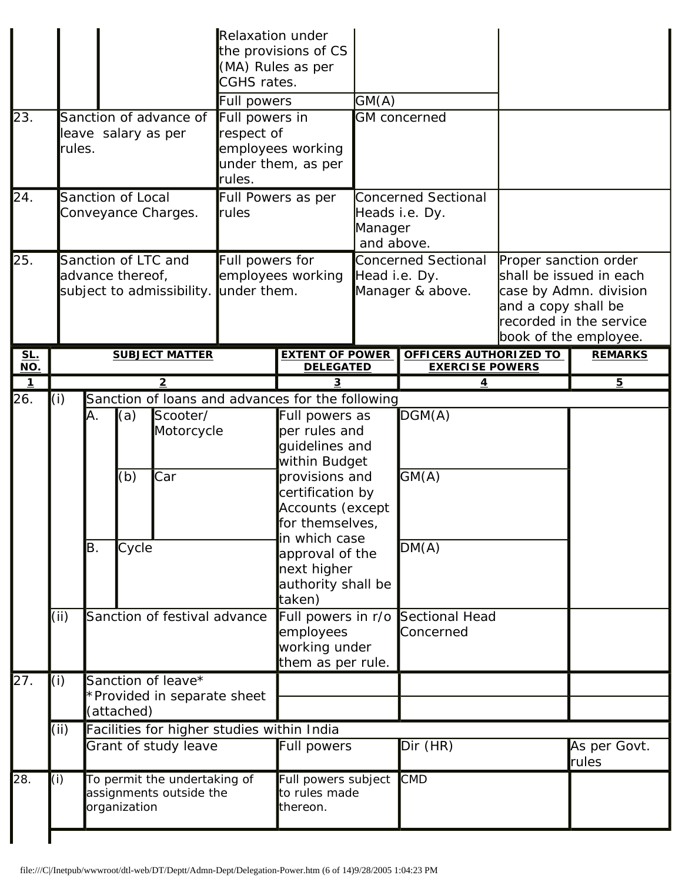| | | | | |
|---|---|---|---|---|
| | | Relaxation under the provisions of CS (MA) Rules as per CGHS rates. | | |
| | | Full powers | GM(A) | |
| 23. | Sanction of advance of leave salary as per rules. | Full powers in respect of employees working under them, as per rules. | GM concerned | |
| 24. | Sanction of Local Conveyance Charges. | Full Powers as per rules | Concerned Sectional Heads i.e. Dy. Manager and above. | |
| 25. | Sanction of LTC and advance thereof, subject to admissibility. | Full powers for employees working under them. | Concerned Sectional Head i.e. Dy. Manager & above. | Proper sanction order shall be issued in each case by Admn. division and a copy shall be recorded in the service book of the employee. |

| SL. NO. | | | | SUBJECT MATTER | EXTENT OF POWER DELEGATED | OFFICERS AUTHORIZED TO EXERCISE POWERS | REMARKS |
|---|---|---|---|---|---|---|---|
| 1 | | | | 2 | 3 | 4 | 5 |
| 26. | (i) | Sanction of loans and advances for the following | | | | | |
| | | A. | (a) | Scooter/ Motorcycle | Full powers as per rules and guidelines and within Budget provisions and certification by Accounts (except for themselves, in which case approval of the next higher authority shall be taken) | DGM(A) | |
| | | | (b) | Car | | GM(A) | |
| | | B. | Cycle | | | DM(A) | |
| | (ii) | Sanction of festival advance | | | Full powers in r/o employees working under them as per rule. | Sectional Head Concerned | |
| 27. | (i) | Sanction of leave* *Provided in separate sheet (attached) | | | | | |
| | (ii) | Facilities for higher studies within India | | | | | |
| | | Grant of study leave | | | Full powers | Dir (HR) | As per Govt. rules |
| 28. | (i) | To permit the undertaking of assignments outside the organization | | | Full powers subject to rules made thereon. | CMD | |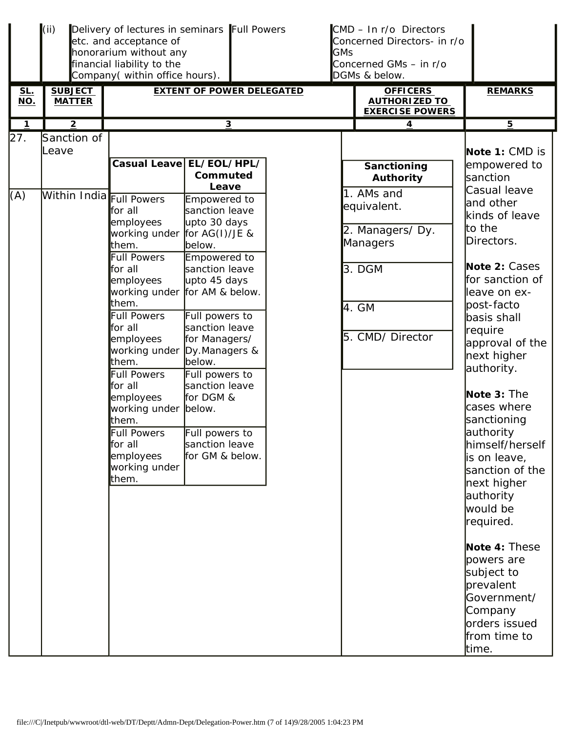| | (ii) | Delivery of lectures in seminars etc. and acceptance of honorarium without any financial liability to the Company( within office hours). | Full Powers | CMD – In r/o Directors<br>Concerned Directors- in r/o GMs<br>Concerned GMs – in r/o DGMs & below. | |
|---|---|---|---|---|---|

| SL. NO. | SUBJECT MATTER | EXTENT OF POWER DELEGATED | | OFFICERS AUTHORIZED TO EXERCISE POWERS | REMARKS |
|---|---|---|---|---|---|
| 1 | 2 | 3 | | 4 | 5 |
| 27. | Sanction of Leave | Casual Leave | EL/EOL/HPL/ Commuted Leave | Sanctioning Authority | Note 1: CMD is empowered to sanction Casual leave and other kinds of leave to the Directors. |
| (A) | Within India | Full Powers for all employees working under them. | Empowered to sanction leave upto 30 days for AG(I)/JE & below. | 1. AMs and equivalent. | Note 2: Cases for sanction of leave on ex-post-facto basis shall require approval of the next higher authority. |
| | | Full Powers for all employees working under them. | Empowered to sanction leave upto 45 days for AM & below. | 2. Managers/ Dy. Managers | Note 3: The cases where sanctioning authority himself/herself is on leave, sanction of the next higher authority would be required. |
| | | Full Powers for all employees working under them. | Full powers to sanction leave for Managers/ Dy.Managers & below. | 3. DGM | Note 4: These powers are subject to prevalent Government/ Company orders issued from time to time. |
| | | Full Powers for all employees working under them. | Full powers to sanction leave for DGM & below. | 4. GM | |
| | | Full Powers for all employees working under them. | Full powers to sanction leave for GM & below. | 5. CMD/ Director | |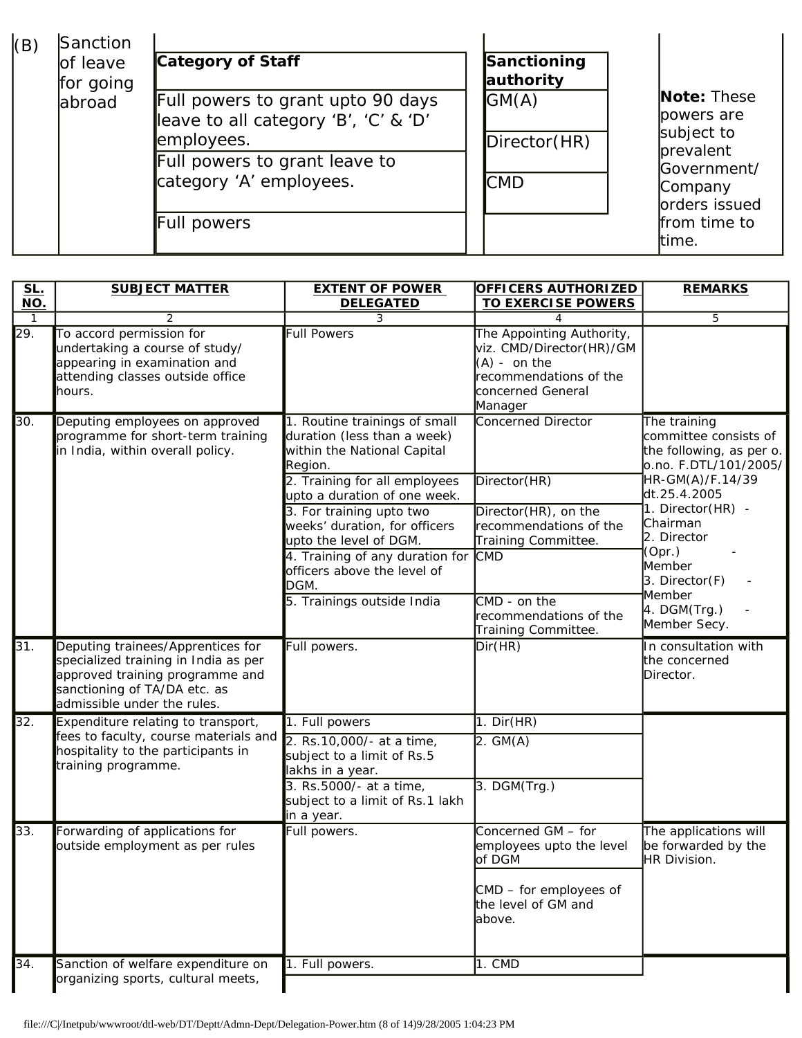| (B) | Sanction of leave for going abroad | Category of Staff | Sanctioning authority | Note: These powers are subject to prevalent Government/ Company orders issued from time to time. |
|---|---|---|---|---|
| | | Full powers to grant upto 90 days leave to all category 'B', 'C' & 'D' employees. | GM(A) | |
| | | Full powers to grant leave to category 'A' employees. | Director(HR) | |
| | | Full powers | CMD | |

| SL. NO. | SUBJECT MATTER | EXTENT OF POWER DELEGATED | OFFICERS AUTHORIZED TO EXERCISE POWERS | REMARKS |
|---|---|---|---|---|
| 1 | 2 | 3 | 4 | 5 |
| 29. | To accord permission for undertaking a course of study/ appearing in examination and attending classes outside office hours. | Full Powers | The Appointing Authority, viz. CMD/Director(HR)/GM (A) - on the recommendations of the concerned General Manager | |
| 30. | Deputing employees on approved programme for short-term training in India, within overall policy. | 1. Routine trainings of small duration (less than a week) within the National Capital Region. | Concerned Director | The training committee consists of the following, as per o. o.no. F.DTL/101/2005/ HR-GM(A)/F.14/39 dt.25.4.2005<br>1. Director(HR) - Chairman<br>2. Director (Opr.) - Member<br>3. Director(F) - Member<br>4. DGM(Trg.) - Member Secy. |
| | | 2. Training for all employees upto a duration of one week. | Director(HR) | |
| | | 3. For training upto two weeks' duration, for officers upto the level of DGM. | Director(HR), on the recommendations of the Training Committee. | |
| | | 4. Training of any duration for officers above the level of DGM. | CMD | |
| | | 5. Trainings outside India | CMD - on the recommendations of the Training Committee. | |
| 31. | Deputing trainees/Apprentices for specialized training in India as per approved training programme and sanctioning of TA/DA etc. as admissible under the rules. | Full powers. | Dir(HR) | In consultation with the concerned Director. |
| 32. | Expenditure relating to transport, fees to faculty, course materials and hospitality to the participants in training programme. | 1. Full powers | 1. Dir(HR) | |
| | | 2. Rs.10,000/- at a time, subject to a limit of Rs.5 lakhs in a year. | 2. GM(A) | |
| | | 3. Rs.5000/- at a time, subject to a limit of Rs.1 lakh in a year. | 3. DGM(Trg.) | |
| 33. | Forwarding of applications for outside employment as per rules | Full powers. | Concerned GM – for employees upto the level of DGM | The applications will be forwarded by the HR Division. |
| | | | CMD – for employees of the level of GM and above. | |
| 34. | Sanction of welfare expenditure on organizing sports, cultural meets, | 1. Full powers. | 1. CMD | |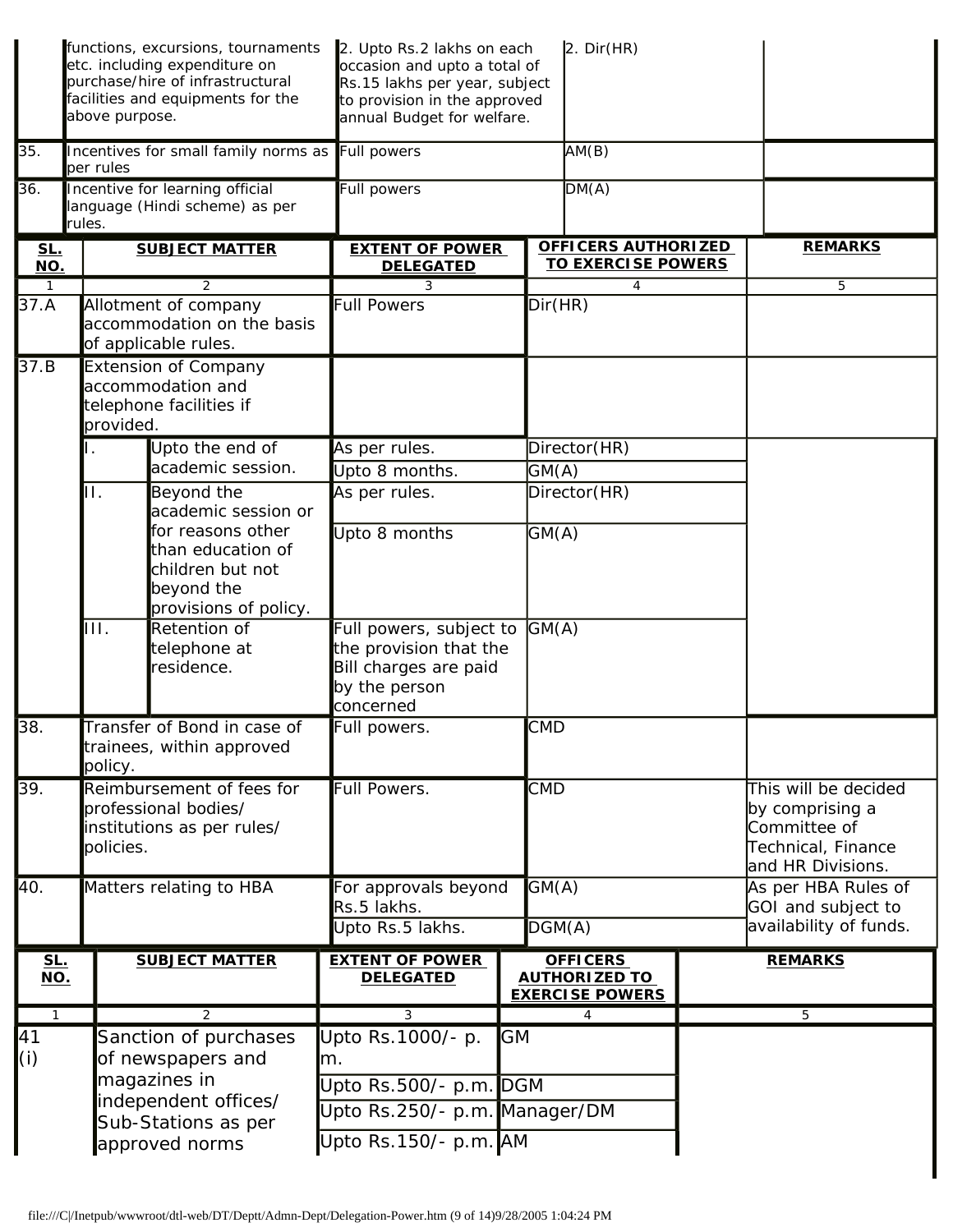| | | | | |
|---|---|---|---|---|
| | functions, excursions, tournaments etc. including expenditure on purchase/hire of infrastructural facilities and equipments for the above purpose. | 2. Upto Rs.2 lakhs on each occasion and upto a total of Rs.15 lakhs per year, subject to provision in the approved annual Budget for welfare. | 2. Dir(HR) | |
| 35. | Incentives for small family norms as per rules | Full powers | AM(B) | |
| 36. | Incentive for learning official language (Hindi scheme) as per rules. | Full powers | DM(A) | |

| SL. NO. | SUBJECT MATTER | | EXTENT OF POWER DELEGATED | OFFICERS AUTHORIZED TO EXERCISE POWERS | REMARKS |
|---|---|---|---|---|---|
| 1 | 2 | | 3 | 4 | 5 |
| 37.A | Allotment of company accommodation on the basis of applicable rules. | | Full Powers | Dir(HR) | |
| 37.B | Extension of Company accommodation and telephone facilities if provided. | | | | |
| | I. | Upto the end of academic session. | As per rules. | Director(HR) | |
| | | | Upto 8 months. | GM(A) | |
| | II. | Beyond the academic session or for reasons other than education of children but not beyond the provisions of policy. | As per rules. | Director(HR) | |
| | | | Upto 8 months | GM(A) | |
| | III. | Retention of telephone at residence. | Full powers, subject to the provision that the Bill charges are paid by the person concerned | GM(A) | |
| 38. | Transfer of Bond in case of trainees, within approved policy. | | Full powers. | CMD | |
| 39. | Reimbursement of fees for professional bodies/ institutions as per rules/ policies. | | Full Powers. | CMD | This will be decided by comprising a Committee of Technical, Finance and HR Divisions. |
| 40. | Matters relating to HBA | | For approvals beyond Rs.5 lakhs. | GM(A) | As per HBA Rules of GOI and subject to availability of funds. |
| | | | Upto Rs.5 lakhs. | DGM(A) | |

| SL. NO. | SUBJECT MATTER | EXTENT OF POWER DELEGATED | OFFICERS AUTHORIZED TO EXERCISE POWERS | REMARKS |
|---|---|---|---|---|
| 1 | 2 | 3 | 4 | 5 |
| 41 (i) | Sanction of purchases of newspapers and magazines in independent offices/ Sub-Stations as per approved norms | Upto Rs.1000/- p. m. | GM | |
| | | Upto Rs.500/- p.m. | DGM | |
| | | Upto Rs.250/- p.m. | Manager/DM | |
| | | Upto Rs.150/- p.m. | AM | |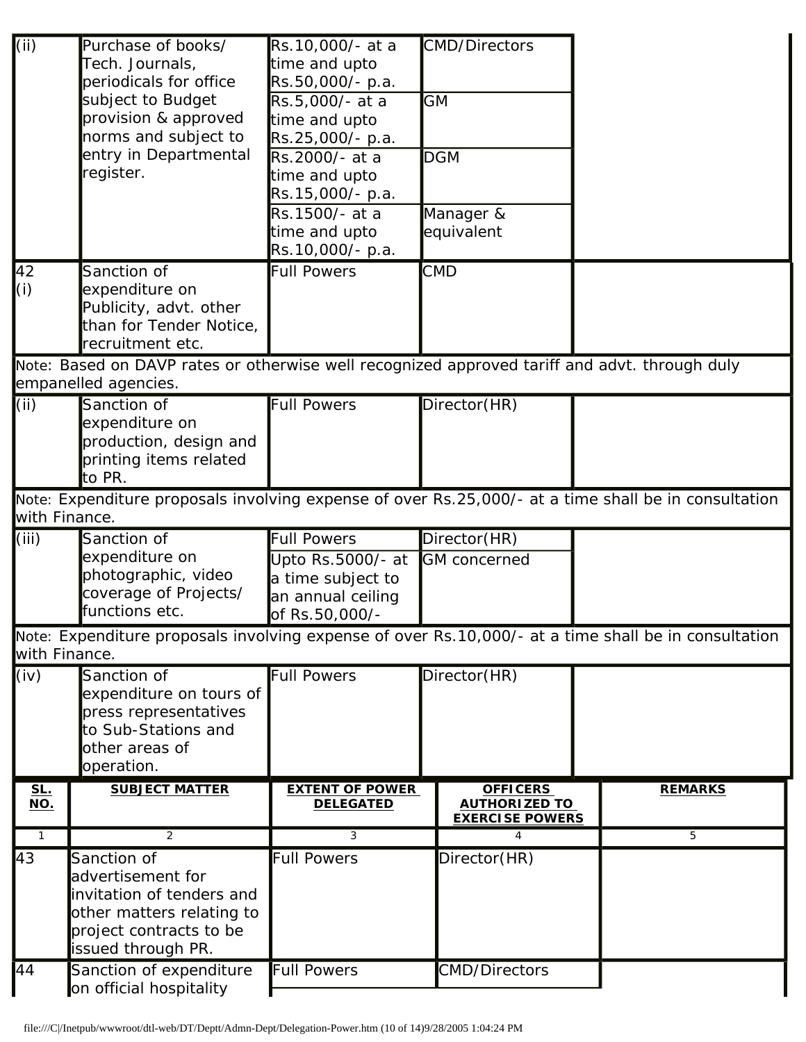| SL. NO. | SUBJECT MATTER | EXTENT OF POWER DELEGATED | OFFICERS AUTHORIZED TO EXERCISE POWERS | REMARKS |
|---|---|---|---|---|
| (ii) | Purchase of books/ Tech. Journals, periodicals for office subject to Budget provision & approved norms and subject to entry in Departmental register. | Rs.10,000/- at a time and upto Rs.50,000/- p.a. | CMD/Directors | |
| | | Rs.5,000/- at a time and upto Rs.25,000/- p.a. | GM | |
| | | Rs.2000/- at a time and upto Rs.15,000/- p.a. | DGM | |
| | | Rs.1500/- at a time and upto Rs.10,000/- p.a. | Manager & equivalent | |
| 42 (i) | Sanction of expenditure on Publicity, advt. other than for Tender Notice, recruitment etc. | Full Powers | CMD | |
| Note: Based on DAVP rates or otherwise well recognized approved tariff and advt. through duly empanelled agencies. | | | | |
| (ii) | Sanction of expenditure on production, design and printing items related to PR. | Full Powers | Director(HR) | |
| Note: Expenditure proposals involving expense of over Rs.25,000/- at a time shall be in consultation with Finance. | | | | |
| (iii) | Sanction of expenditure on photographic, video coverage of Projects/ functions etc. | Full Powers | Director(HR) | |
| | | Upto Rs.5000/- at a time subject to an annual ceiling of Rs.50,000/- | GM concerned | |
| Note: Expenditure proposals involving expense of over Rs.10,000/- at a time shall be in consultation with Finance. | | | | |
| (iv) | Sanction of expenditure on tours of press representatives to Sub-Stations and other areas of operation. | Full Powers | Director(HR) | |

| SL. NO. | SUBJECT MATTER | EXTENT OF POWER DELEGATED | OFFICERS AUTHORIZED TO EXERCISE POWERS | REMARKS |
|---|---|---|---|---|
| 1 | 2 | 3 | 4 | 5 |
| 43 | Sanction of advertisement for invitation of tenders and other matters relating to project contracts to be issued through PR. | Full Powers | Director(HR) | |
| 44 | Sanction of expenditure on official hospitality | Full Powers | CMD/Directors | |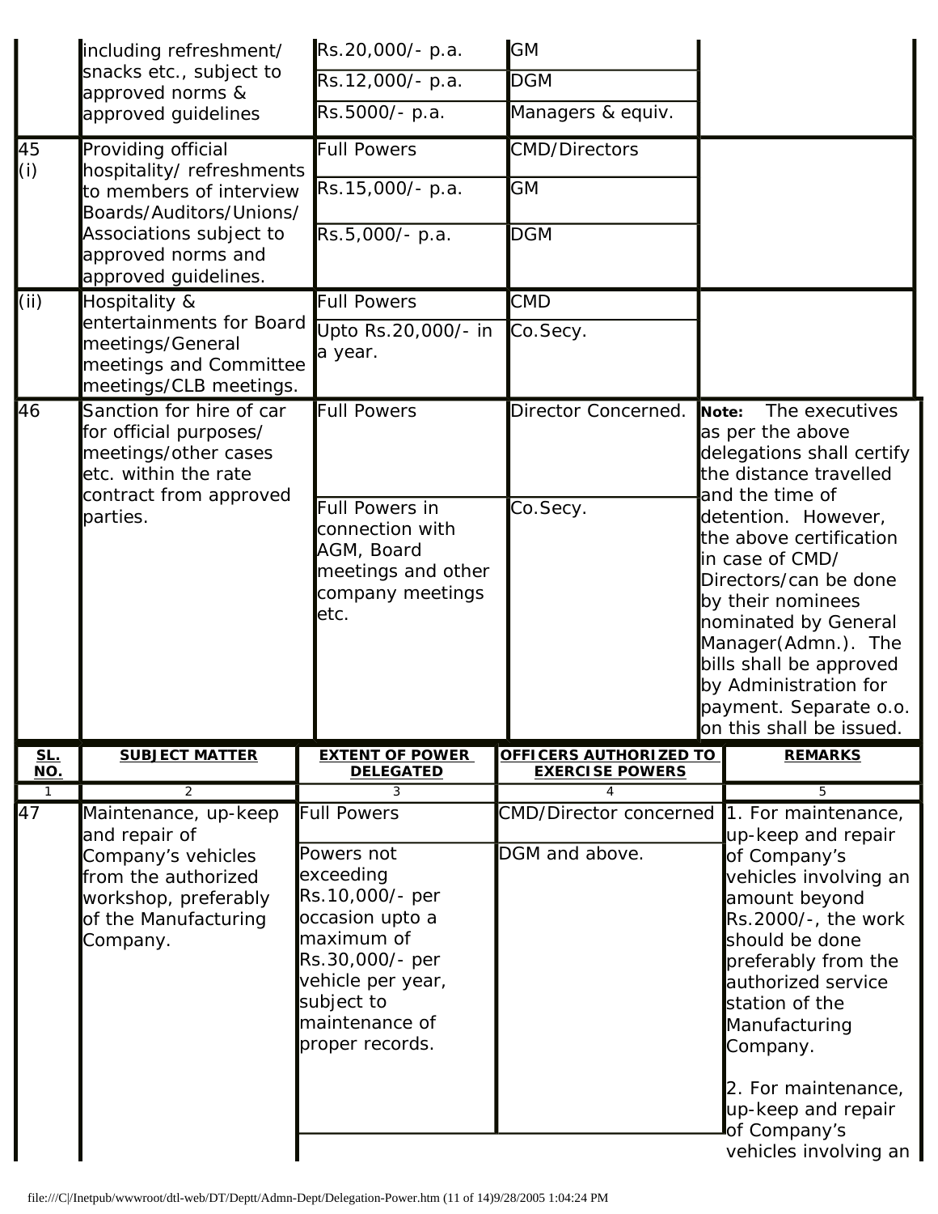| SL. NO. | SUBJECT MATTER | EXTENT OF POWER DELEGATED | OFFICERS AUTHORIZED TO EXERCISE POWERS | REMARKS |
|---|---|---|---|---|
| | including refreshment/ snacks etc., subject to approved norms & approved guidelines | Rs.20,000/- p.a. | GM | |
| | | Rs.12,000/- p.a. | DGM | |
| | | Rs.5000/- p.a. | Managers & equiv. | |
| 45 (i) | Providing official hospitality/ refreshments to members of interview Boards/Auditors/Unions/ Associations subject to approved norms and approved guidelines. | Full Powers | CMD/Directors | |
| | | Rs.15,000/- p.a. | GM | |
| | | Rs.5,000/- p.a. | DGM | |
| (ii) | Hospitality & entertainments for Board meetings/General meetings and Committee meetings/CLB meetings. | Full Powers | CMD | |
| | | Upto Rs.20,000/- in a year. | Co.Secy. | |
| 46 | Sanction for hire of car for official purposes/ meetings/other cases etc. within the rate contract from approved parties. | Full Powers | Director Concerned. | **Note:** The executives as per the above delegations shall certify the distance travelled and the time of detention. However, the above certification in case of CMD/ Directors/can be done by their nominees nominated by General Manager(Admn.). The bills shall be approved by Administration for payment. Separate o.o. on this shall be issued. |
| | | Full Powers in connection with AGM, Board meetings and other company meetings etc. | Co.Secy. | |
| 1 | 2 | 3 | 4 | 5 |
| 47 | Maintenance, up-keep and repair of Company's vehicles from the authorized workshop, preferably of the Manufacturing Company. | Full Powers | CMD/Director concerned | 1. For maintenance, up-keep and repair of Company's vehicles involving an amount beyond Rs.2000/-, the work should be done preferably from the authorized service station of the Manufacturing Company.<br><br>2. For maintenance, up-keep and repair of Company's vehicles involving an |
| | | Powers not exceeding Rs.10,000/- per occasion upto a maximum of Rs.30,000/- per vehicle per year, subject to maintenance of proper records. | DGM and above. | |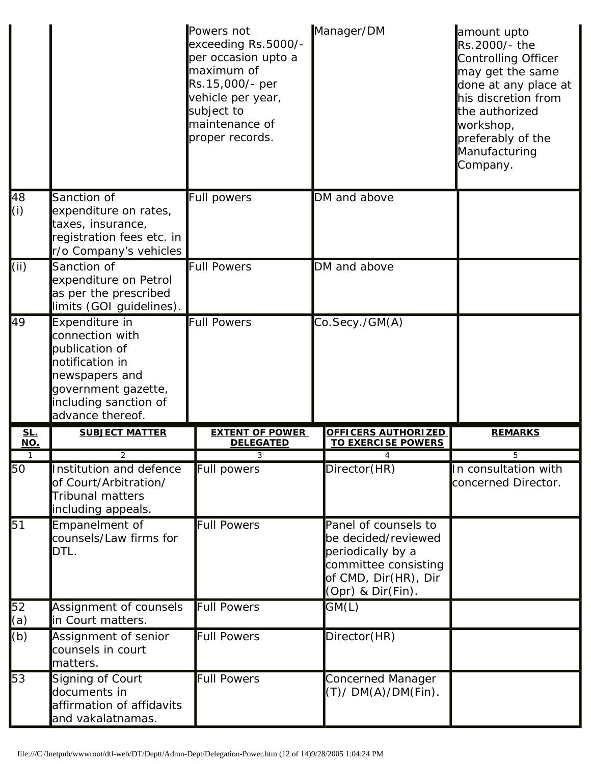| | | Powers not exceeding Rs.5000/- per occasion upto a maximum of Rs.15,000/- per vehicle per year, subject to maintenance of proper records. | Manager/DM | amount upto Rs.2000/- the Controlling Officer may get the same done at any place at his discretion from the authorized workshop, preferably of the Manufacturing Company. |
|---|---|---|---|---|
| 48 (i) | Sanction of expenditure on rates, taxes, insurance, registration fees etc. in r/o Company's vehicles | Full powers | DM and above | |
| (ii) | Sanction of expenditure on Petrol as per the prescribed limits (GOI guidelines). | Full Powers | DM and above | |
| 49 | Expenditure in connection with publication of notification in newspapers and government gazette, including sanction of advance thereof. | Full Powers | Co.Secy./GM(A) | |

| SL. NO. | SUBJECT MATTER | EXTENT OF POWER DELEGATED | OFFICERS AUTHORIZED TO EXERCISE POWERS | REMARKS |
|---|---|---|---|---|
| 1 | 2 | 3 | 4 | 5 |
| 50 | Institution and defence of Court/Arbitration/ Tribunal matters including appeals. | Full powers | Director(HR) | In consultation with concerned Director. |
| 51 | Empanelment of counsels/Law firms for DTL. | Full Powers | Panel of counsels to be decided/reviewed periodically by a committee consisting of CMD, Dir(HR), Dir (Opr) & Dir(Fin). | |
| 52 (a) | Assignment of counsels in Court matters. | Full Powers | GM(L) | |
| (b) | Assignment of senior counsels in court matters. | Full Powers | Director(HR) | |
| 53 | Signing of Court documents in affirmation of affidavits and vakalatnamas. | Full Powers | Concerned Manager (T)/ DM(A)/DM(Fin). | |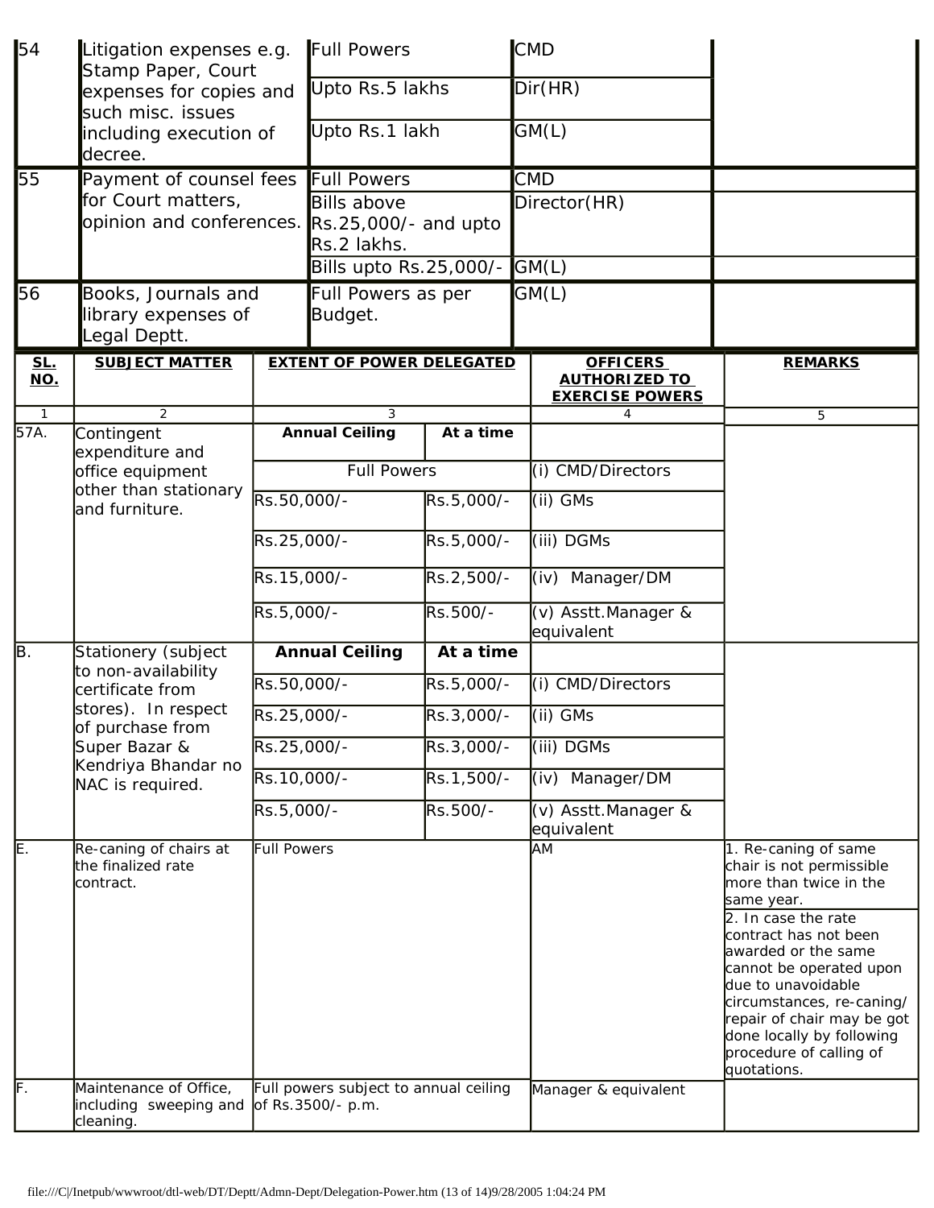| 54 | Litigation expenses e.g. Stamp Paper, Court expenses for copies and such misc. issues including execution of decree. | Full Powers | | CMD | |
|---|---|---|---|---|---|
| | | Upto Rs.5 lakhs | | Dir(HR) | |
| | | Upto Rs.1 lakh | | GM(L) | |
| 55 | Payment of counsel fees for Court matters, opinion and conferences. | Full Powers | | CMD | |
| | | Bills above Rs.25,000/- and upto Rs.2 lakhs. | | Director(HR) | |
| | | Bills upto Rs.25,000/- | | GM(L) | |
| 56 | Books, Journals and library expenses of Legal Deptt. | Full Powers as per Budget. | | GM(L) | |

| **SL. NO.** | **SUBJECT MATTER** | **EXTENT OF POWER DELEGATED** | | **OFFICERS AUTHORIZED TO EXERCISE POWERS** | **REMARKS** |
|---|---|---|---|---|---|
| 1 | 2 | 3 | | 4 | 5 |
| 57A. | Contingent expenditure and office equipment other than stationary and furniture. | **Annual Ceiling** | **At a time** | | |
| | | Full Powers | | (i) CMD/Directors | |
| | | Rs.50,000/- | Rs.5,000/- | (ii) GMs | |
| | | Rs.25,000/- | Rs.5,000/- | (iii) DGMs | |
| | | Rs.15,000/- | Rs.2,500/- | (iv) Manager/DM | |
| | | Rs.5,000/- | Rs.500/- | (v) Asstt.Manager & equivalent | |
| B. | Stationery (subject to non-availability certificate from stores). In respect of purchase from Super Bazar & Kendriya Bhandar no NAC is required. | **Annual Ceiling** | **At a time** | | |
| | | Rs.50,000/- | Rs.5,000/- | (i) CMD/Directors | |
| | | Rs.25,000/- | Rs.3,000/- | (ii) GMs | |
| | | Rs.25,000/- | Rs.3,000/- | (iii) DGMs | |
| | | Rs.10,000/- | Rs.1,500/- | (iv) Manager/DM | |
| | | Rs.5,000/- | Rs.500/- | (v) Asstt.Manager & equivalent | |
| E. | Re-caning of chairs at the finalized rate contract. | Full Powers | | AM | 1. Re-caning of same chair is not permissible more than twice in the same year. |
| | | | | | 2. In case the rate contract has not been awarded or the same cannot be operated upon due to unavoidable circumstances, re-caning/ repair of chair may be got done locally by following procedure of calling of quotations. |
| F. | Maintenance of Office, including sweeping and cleaning. | Full powers subject to annual ceiling of Rs.3500/- p.m. | | Manager & equivalent | |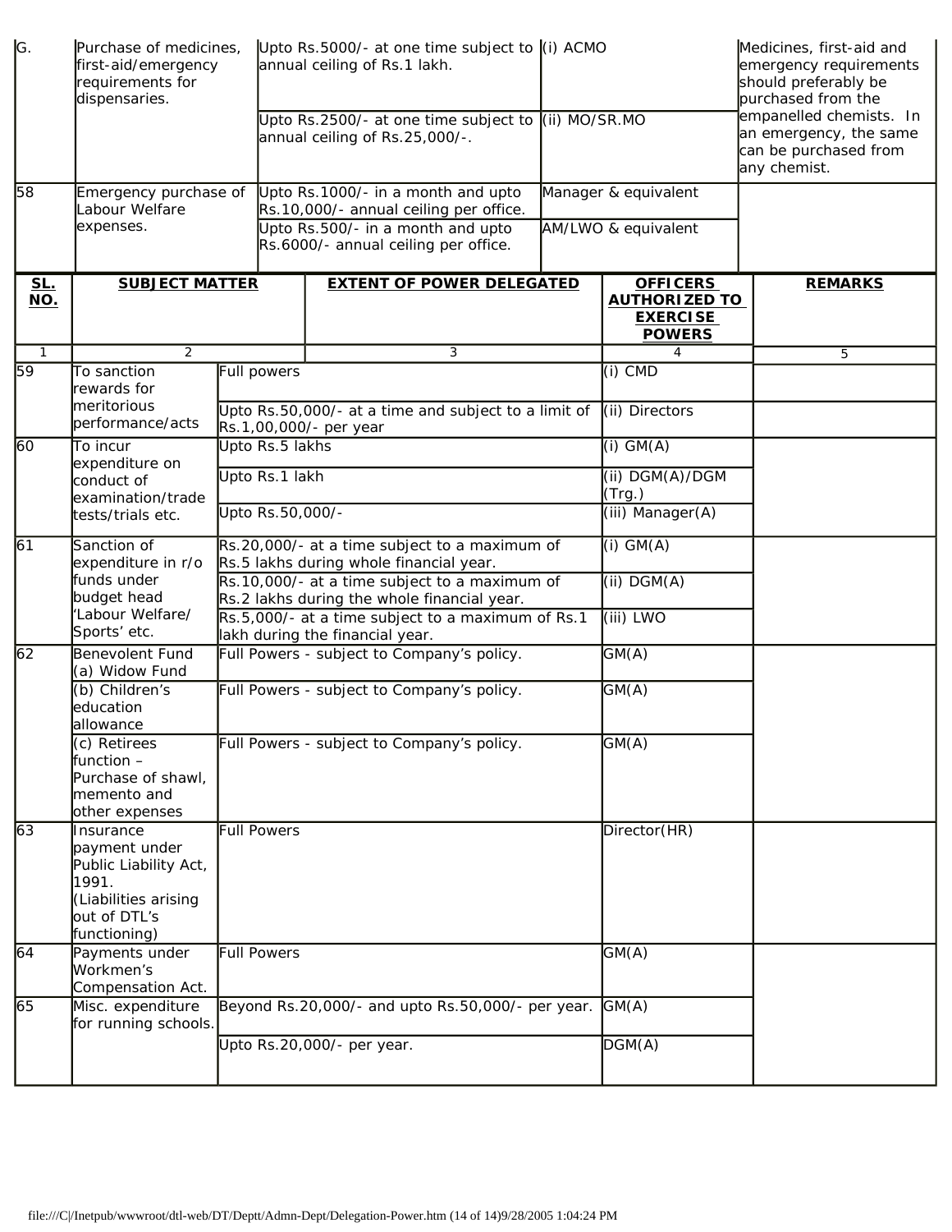| | | | | |
|---|---|---|---|---|
| G. | Purchase of medicines, first-aid/emergency requirements for dispensaries. | Upto Rs.5000/- at one time subject to annual ceiling of Rs.1 lakh. | (i) ACMO | Medicines, first-aid and emergency requirements should preferably be purchased from the empanelled chemists. In an emergency, the same can be purchased from any chemist. |
| | | Upto Rs.2500/- at one time subject to annual ceiling of Rs.25,000/-. | (ii) MO/SR.MO | |
| 58 | Emergency purchase of Labour Welfare expenses. | Upto Rs.1000/- in a month and upto Rs.10,000/- annual ceiling per office. | Manager & equivalent | |
| | | Upto Rs.500/- in a month and upto Rs.6000/- annual ceiling per office. | AM/LWO & equivalent | |

| **SL. NO.** | **SUBJECT MATTER** | **EXTENT OF POWER DELEGATED** | **OFFICERS AUTHORIZED TO EXERCISE POWERS** | **REMARKS** |
|---|---|---|---|---|
| 1 | 2 | 3 | 4 | 5 |
| 59 | To sanction rewards for meritorious performance/acts | Full powers | (i) CMD | |
| | | Upto Rs.50,000/- at a time and subject to a limit of Rs.1,00,000/- per year | (ii) Directors | |
| 60 | To incur expenditure on conduct of examination/trade tests/trials etc. | Upto Rs.5 lakhs | (i) GM(A) | |
| | | Upto Rs.1 lakh | (ii) DGM(A)/DGM (Trg.) | |
| | | Upto Rs.50,000/- | (iii) Manager(A) | |
| 61 | Sanction of expenditure in r/o funds under budget head 'Labour Welfare/ Sports' etc. | Rs.20,000/- at a time subject to a maximum of Rs.5 lakhs during whole financial year. | (i) GM(A) | |
| | | Rs.10,000/- at a time subject to a maximum of Rs.2 lakhs during the whole financial year. | (ii) DGM(A) | |
| | | Rs.5,000/- at a time subject to a maximum of Rs.1 lakh during the financial year. | (iii) LWO | |
| 62 | Benevolent Fund (a) Widow Fund | Full Powers - subject to Company's policy. | GM(A) | |
| | (b) Children's education allowance | Full Powers - subject to Company's policy. | GM(A) | |
| | (c) Retirees function – Purchase of shawl, memento and other expenses | Full Powers - subject to Company's policy. | GM(A) | |
| 63 | Insurance payment under Public Liability Act, 1991. (Liabilities arising out of DTL's functioning) | Full Powers | Director(HR) | |
| 64 | Payments under Workmen's Compensation Act. | Full Powers | GM(A) | |
| 65 | Misc. expenditure for running schools. | Beyond Rs.20,000/- and upto Rs.50,000/- per year. | GM(A) | |
| | | Upto Rs.20,000/- per year. | DGM(A) | |